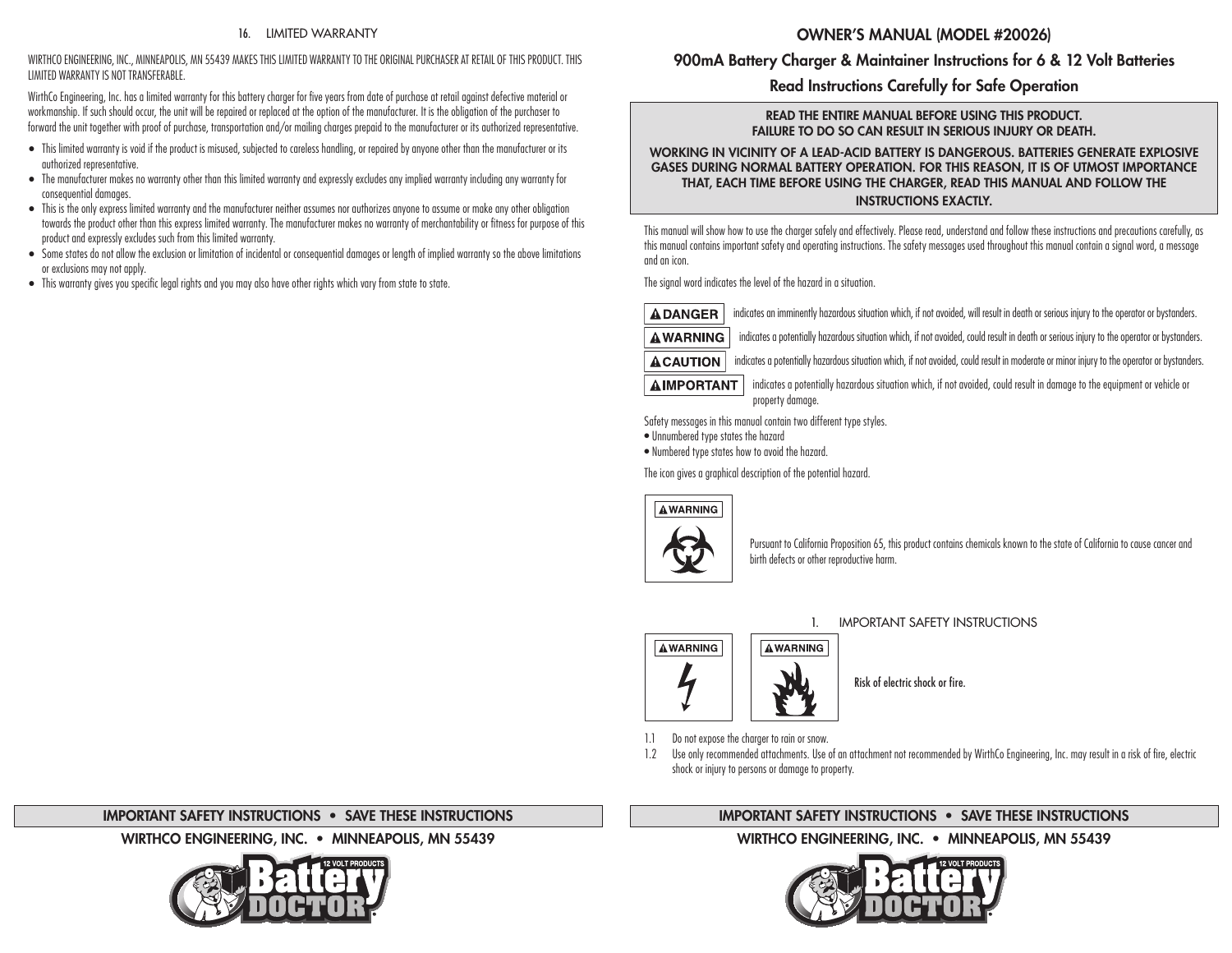## 16. LIMITED WARRANTY

WIRTHCO ENGINEERING, INC., MINNEAPOLIS, MN 55439 MAKES THIS LIMITED WARRANTY TO THE ORIGINAL PURCHASER AT RETAIL OF THIS PRODUCT. THIS LIMITED WARRANTY IS NOT TRANSFERABLE.

WirthCo Engineering, Inc. has a limited warranty for this battery charger for five years from date of purchase at retail against defective material or workmanship. If such should occur, the unit will be repaired or replaced at the option of the manufacturer. It is the obligation of the purchaser to forward the unit together with proof of purchase, transportation and/or mailing charges prepaid to the manufacturer or its authorized representative.

- This limited warranty is void if the product is misused, subjected to careless handling, or repaired by anyone other than the manufacturer or its authorized representative.
- The manufacturer makes no warranty other than this limited warranty and expressly excludes any implied warranty including any warranty for consequential damages.
- This is the only express limited warranty and the manufacturer neither assumes nor authorizes anyone to assume or make any other obligation towards the product other than this express limited warranty. The manufacturer makes no warranty of merchantability or fitness for purpose of this product and expressly excludes such from this limited warranty.
- Some states do not allow the exclusion or limitation of incidental or consequential damages or length of implied warranty so the above limitations or exclusions may not apply.
- This warranty gives you specific legal rights and you may also have other rights which vary from state to state.

**IMPORTANT SAFETY INSTRUCTIONS • SAVE THESE INSTRUCTIONS**

**WIRTHCO ENGINEERING, INC. • MINNEAPOLIS, MN 55439**

# OWNER'S MANUAL (MODEL #20026)

## 900mA Battery Charger & Maintainer Instructions for 6 & 12 Volt Batteries

## Read Instructions Carefully for Safe Operation

**READ THE ENTIRE MANUAL BEFORE USING THIS PRODUCT.**
**FAILURE TO DO SO CAN RESULT IN SERIOUS INJURY OR DEATH.**

**WORKING IN VICINITY OF A LEAD-ACID BATTERY IS DANGEROUS. BATTERIES GENERATE EXPLOSIVE GASES DURING NORMAL BATTERY OPERATION. FOR THIS REASON, IT IS OF UTMOST IMPORTANCE THAT, EACH TIME BEFORE USING THE CHARGER, READ THIS MANUAL AND FOLLOW THE INSTRUCTIONS EXACTLY.**

This manual will show how to use the charger safely and effectively. Please read, understand and follow these instructions and precautions carefully, as this manual contains important safety and operating instructions. The safety messages used throughout this manual contain a signal word, a message and an icon.

The signal word indicates the level of the hazard in a situation.

**DANGER** indicates an imminently hazardous situation which, if not avoided, will result in death or serious injury to the operator or bystanders.

**WARNING** indicates a potentially hazardous situation which, if not avoided, could result in death or serious injury to the operator or bystanders.

**CAUTION** indicates a potentially hazardous situation which, if not avoided, could result in moderate or minor injury to the operator or bystanders.

**IMPORTANT** indicates a potentially hazardous situation which, if not avoided, could result in damage to the equipment or vehicle or property damage.

Safety messages in this manual contain two different type styles.

- Unnumbered type states the hazard
- Numbered type states how to avoid the hazard.

The icon gives a graphical description of the potential hazard.

**WARNING**

Pursuant to California Proposition 65, this product contains chemicals known to the state of California to cause cancer and birth defects or other reproductive harm.

## 1. IMPORTANT SAFETY INSTRUCTIONS

**WARNING** **WARNING**

Risk of electric shock or fire.

1.1 Do not expose the charger to rain or snow.

1.2 Use only recommended attachments. Use of an attachment not recommended by WirthCo Engineering, Inc. may result in a risk of fire, electric shock or injury to persons or damage to property.

**IMPORTANT SAFETY INSTRUCTIONS • SAVE THESE INSTRUCTIONS**

**WIRTHCO ENGINEERING, INC. • MINNEAPOLIS, MN 55439**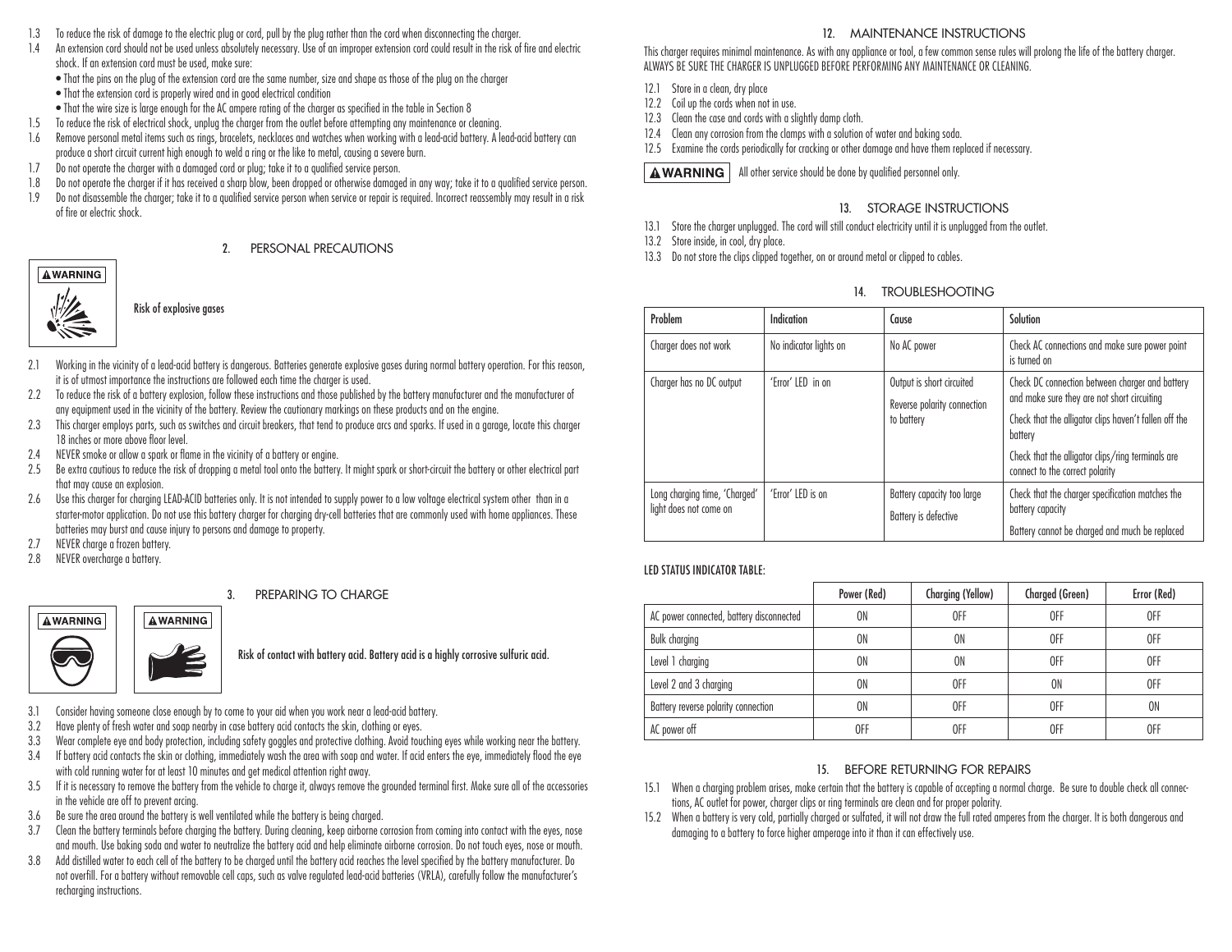1.3 To reduce the risk of damage to the electric plug or cord, pull by the plug rather than the cord when disconnecting the charger.

1.4 An extension cord should not be used unless absolutely necessary. Use of an improper extension cord could result in the risk of fire and electric shock. If an extension cord must be used, make sure:

- That the pins on the plug of the extension cord are the same number, size and shape as those of the plug on the charger
- That the extension cord is properly wired and in good electrical condition
- That the wire size is large enough for the AC ampere rating of the charger as specified in the table in Section 8

1.5 To reduce the risk of electrical shock, unplug the charger from the outlet before attempting any maintenance or cleaning.

1.6 Remove personal metal items such as rings, bracelets, necklaces and watches when working with a lead-acid battery. A lead-acid battery can produce a short circuit current high enough to weld a ring or the like to metal, causing a severe burn.

1.7 Do not operate the charger with a damaged cord or plug; take it to a qualified service person.

1.8 Do not operate the charger if it has received a sharp blow, been dropped or otherwise damaged in any way; take it to a qualified service person.

1.9 Do not disassemble the charger; take it to a qualified service person when service or repair is required. Incorrect reassembly may result in a risk of fire or electric shock.

## 2. PERSONAL PRECAUTIONS

**⚠WARNING**

**Risk of explosive gases**

2.1 Working in the vicinity of a lead-acid battery is dangerous. Batteries generate explosive gases during normal battery operation. For this reason, it is of utmost importance the instructions are followed each time the charger is used.

2.2 To reduce the risk of a battery explosion, follow these instructions and those published by the battery manufacturer and the manufacturer of any equipment used in the vicinity of the battery. Review the cautionary markings on these products and on the engine.

2.3 This charger employs parts, such as switches and circuit breakers, that tend to produce arcs and sparks. If used in a garage, locate this charger 18 inches or more above floor level.

2.4 NEVER smoke or allow a spark or flame in the vicinity of a battery or engine.

2.5 Be extra cautious to reduce the risk of dropping a metal tool onto the battery. It might spark or short-circuit the battery or other electrical part that may cause an explosion.

2.6 Use this charger for charging LEAD-ACID batteries only. It is not intended to supply power to a low voltage electrical system other than in a starter-motor application. Do not use this battery charger for charging dry-cell batteries that are commonly used with home appliances. These batteries may burst and cause injury to persons and damage to property.

2.7 NEVER charge a frozen battery.

2.8 NEVER overcharge a battery.

## 3. PREPARING TO CHARGE

**⚠WARNING** **⚠WARNING**

**Risk of contact with battery acid. Battery acid is a highly corrosive sulfuric acid.**

3.1 Consider having someone close enough by to come to your aid when you work near a lead-acid battery.

3.2 Have plenty of fresh water and soap nearby in case battery acid contacts the skin, clothing or eyes.

3.3 Wear complete eye and body protection, including safety goggles and protective clothing. Avoid touching eyes while working near the battery.

3.4 If battery acid contacts the skin or clothing, immediately wash the area with soap and water. If acid enters the eye, immediately flood the eye with cold running water for at least 10 minutes and get medical attention right away.

3.5 If it is necessary to remove the battery from the vehicle to charge it, always remove the grounded terminal first. Make sure all of the accessories in the vehicle are off to prevent arcing.

3.6 Be sure the area around the battery is well ventilated while the battery is being charged.

3.7 Clean the battery terminals before charging the battery. During cleaning, keep airborne corrosion from coming into contact with the eyes, nose and mouth. Use baking soda and water to neutralize the battery acid and help eliminate airborne corrosion. Do not touch eyes, nose or mouth.

3.8 Add distilled water to each cell of the battery to be charged until the battery acid reaches the level specified by the battery manufacturer. Do not overfill. For a battery without removable cell caps, such as valve regulated lead-acid batteries (VRLA), carefully follow the manufacturer's recharging instructions.

## 12. MAINTENANCE INSTRUCTIONS

This charger requires minimal maintenance. As with any appliance or tool, a few common sense rules will prolong the life of the battery charger. ALWAYS BE SURE THE CHARGER IS UNPLUGGED BEFORE PERFORMING ANY MAINTENANCE OR CLEANING.

12.1 Store in a clean, dry place

12.2 Coil up the cords when not in use.

12.3 Clean the case and cords with a slightly damp cloth.

12.4 Clean any corrosion from the clamps with a solution of water and baking soda.

12.5 Examine the cords periodically for cracking or other damage and have them replaced if necessary.

**⚠WARNING** All other service should be done by qualified personnel only.

## 13. STORAGE INSTRUCTIONS

13.1 Store the charger unplugged. The cord will still conduct electricity until it is unplugged from the outlet.

13.2 Store inside, in cool, dry place.

13.3 Do not store the clips clipped together, on or around metal or clipped to cables.

## 14. TROUBLESHOOTING

| Problem | Indication | Cause | Solution |
|---|---|---|---|
| Charger does not work | No indicator lights on | No AC power | Check AC connections and make sure power point is turned on |
| Charger has no DC output | 'Error' LED in on | Output is short circuited<br>Reverse polarity connection to battery | Check DC connection between charger and battery and make sure they are not short circuiting<br>Check that the alligator clips haven't fallen off the battery<br>Check that the alligator clips/ring terminals are connect to the correct polarity |
| Long charging time, 'Charged' light does not come on | 'Error' LED is on | Battery capacity too large<br>Battery is defective | Check that the charger specification matches the battery capacity<br>Battery cannot be charged and much be replaced |

**LED STATUS INDICATOR TABLE:**

| | Power (Red) | Charging (Yellow) | Charged (Green) | Error (Red) |
|---|---|---|---|---|
| AC power connected, battery disconnected | ON | OFF | OFF | OFF |
| Bulk charging | ON | ON | OFF | OFF |
| Level 1 charging | ON | ON | OFF | OFF |
| Level 2 and 3 charging | ON | OFF | ON | OFF |
| Battery reverse polarity connection | ON | OFF | OFF | ON |
| AC power off | OFF | OFF | OFF | OFF |

## 15. BEFORE RETURNING FOR REPAIRS

15.1 When a charging problem arises, make certain that the battery is capable of accepting a normal charge. Be sure to double check all connections, AC outlet for power, charger clips or ring terminals are clean and for proper polarity.

15.2 When a battery is very cold, partially charged or sulfated, it will not draw the full rated amperes from the charger. It is both dangerous and damaging to a battery to force higher amperage into it than it can effectively use.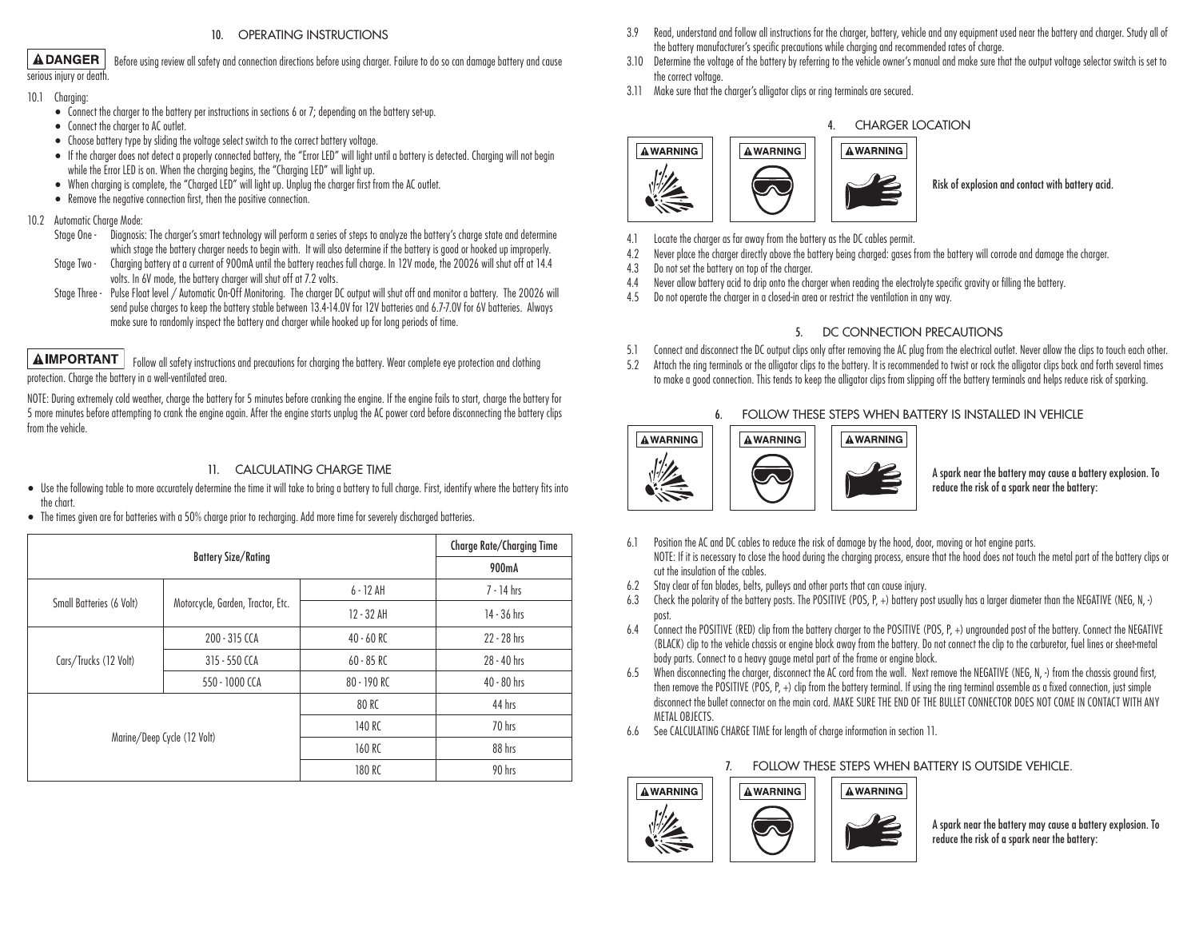## 10. OPERATING INSTRUCTIONS

**⚠DANGER** Before using review all safety and connection directions before using charger. Failure to do so can damage battery and cause serious injury or death.

10.1 Charging:

- Connect the charger to the battery per instructions in sections 6 or 7; depending on the battery set-up.
- Connect the charger to AC outlet.
- Choose battery type by sliding the voltage select switch to the correct battery voltage.
- If the charger does not detect a properly connected battery, the "Error LED" will light until a battery is detected. Charging will not begin while the Error LED is on. When the charging begins, the "Charging LED" will light up.
- When charging is complete, the "Charged LED" will light up. Unplug the charger first from the AC outlet.
- Remove the negative connection first, then the positive connection.

10.2 Automatic Charge Mode:

Stage One - Diagnosis: The charger's smart technology will perform a series of steps to analyze the battery's charge state and determine which stage the battery charger needs to begin with. It will also determine if the battery is good or hooked up improperly.

Stage Two - Charging battery at a current of 900mA until the battery reaches full charge. In 12V mode, the 20026 will shut off at 14.4 volts. In 6V mode, the battery charger will shut off at 7.2 volts.

Stage Three - Pulse Float level / Automatic On-Off Monitoring. The charger DC output will shut off and monitor a battery. The 20026 will send pulse charges to keep the battery stable between 13.4-14.0V for 12V batteries and 6.7-7.0V for 6V batteries. Always make sure to randomly inspect the battery and charger while hooked up for long periods of time.

**⚠IMPORTANT** Follow all safety instructions and precautions for charging the battery. Wear complete eye protection and clothing protection. Charge the battery in a well-ventilated area.

NOTE: During extremely cold weather, charge the battery for 5 minutes before cranking the engine. If the engine fails to start, charge the battery for 5 more minutes before attempting to crank the engine again. After the engine starts unplug the AC power cord before disconnecting the battery clips from the vehicle.

## 11. CALCULATING CHARGE TIME

- Use the following table to more accurately determine the time it will take to bring a battery to full charge. First, identify where the battery fits into the chart.
- The times given are for batteries with a 50% charge prior to recharging. Add more time for severely discharged batteries.

| Battery Size/Rating | | | Charge Rate/Charging Time |
|---|---|---|---|
| | | | 900mA |
| Small Batteries (6 Volt) | Motorcycle, Garden, Tractor, Etc. | 6 - 12 AH | 7 - 14 hrs |
| | | 12 - 32 AH | 14 - 36 hrs |
| Cars/Trucks (12 Volt) | 200 - 315 CCA | 40 - 60 RC | 22 - 28 hrs |
| | 315 - 550 CCA | 60 - 85 RC | 28 - 40 hrs |
| | 550 - 1000 CCA | 80 - 190 RC | 40 - 80 hrs |
| Marine/Deep Cycle (12 Volt) | | 80 RC | 44 hrs |
| | | 140 RC | 70 hrs |
| | | 160 RC | 88 hrs |
| | | 180 RC | 90 hrs |

3.9 Read, understand and follow all instructions for the charger, battery, vehicle and any equipment used near the battery and charger. Study all of the battery manufacturer's specific precautions while charging and recommended rates of charge.

3.10 Determine the voltage of the battery by referring to the vehicle owner's manual and make sure that the output voltage selector switch is set to the correct voltage.

3.11 Make sure that the charger's alligator clips or ring terminals are secured.

## 4. CHARGER LOCATION

⚠WARNING ⚠WARNING ⚠WARNING

**Risk of explosion and contact with battery acid.**

4.1 Locate the charger as far away from the battery as the DC cables permit.

4.2 Never place the charger directly above the battery being charged: gases from the battery will corrode and damage the charger.

4.3 Do not set the battery on top of the charger.

4.4 Never allow battery acid to drip onto the charger when reading the electrolyte specific gravity or filling the battery.

4.5 Do not operate the charger in a closed-in area or restrict the ventilation in any way.

## 5. DC CONNECTION PRECAUTIONS

5.1 Connect and disconnect the DC output clips only after removing the AC plug from the electrical outlet. Never allow the clips to touch each other.

5.2 Attach the ring terminals or the alligator clips to the battery. It is recommended to twist or rock the alligator clips back and forth several times to make a good connection. This tends to keep the alligator clips from slipping off the battery terminals and helps reduce risk of sparking.

## 6. FOLLOW THESE STEPS WHEN BATTERY IS INSTALLED IN VEHICLE

⚠WARNING ⚠WARNING ⚠WARNING

**A spark near the battery may cause a battery explosion. To reduce the risk of a spark near the battery:**

6.1 Position the AC and DC cables to reduce the risk of damage by the hood, door, moving or hot engine parts.
NOTE: If it is necessary to close the hood during the charging process, ensure that the hood does not touch the metal part of the battery clips or cut the insulation of the cables.

6.2 Stay clear of fan blades, belts, pulleys and other parts that can cause injury.

6.3 Check the polarity of the battery posts. The POSITIVE (POS, P, +) battery post usually has a larger diameter than the NEGATIVE (NEG, N, -) post.

6.4 Connect the POSITIVE (RED) clip from the battery charger to the POSITIVE (POS, P, +) ungrounded post of the battery. Connect the NEGATIVE (BLACK) clip to the vehicle chassis or engine block away from the battery. Do not connect the clip to the carburetor, fuel lines or sheet-metal body parts. Connect to a heavy gauge metal part of the frame or engine block.

6.5 When disconnecting the charger, disconnect the AC cord from the wall. Next remove the NEGATIVE (NEG, N, -) from the chassis ground first, then remove the POSITIVE (POS, P, +) clip from the battery terminal. If using the ring terminal assemble as a fixed connection, just simple disconnect the bullet connector on the main cord. MAKE SURE THE END OF THE BULLET CONNECTOR DOES NOT COME IN CONTACT WITH ANY METAL OBJECTS.

6.6 See CALCULATING CHARGE TIME for length of charge information in section 11.

## 7. FOLLOW THESE STEPS WHEN BATTERY IS OUTSIDE VEHICLE.

⚠WARNING ⚠WARNING ⚠WARNING

**A spark near the battery may cause a battery explosion. To reduce the risk of a spark near the battery:**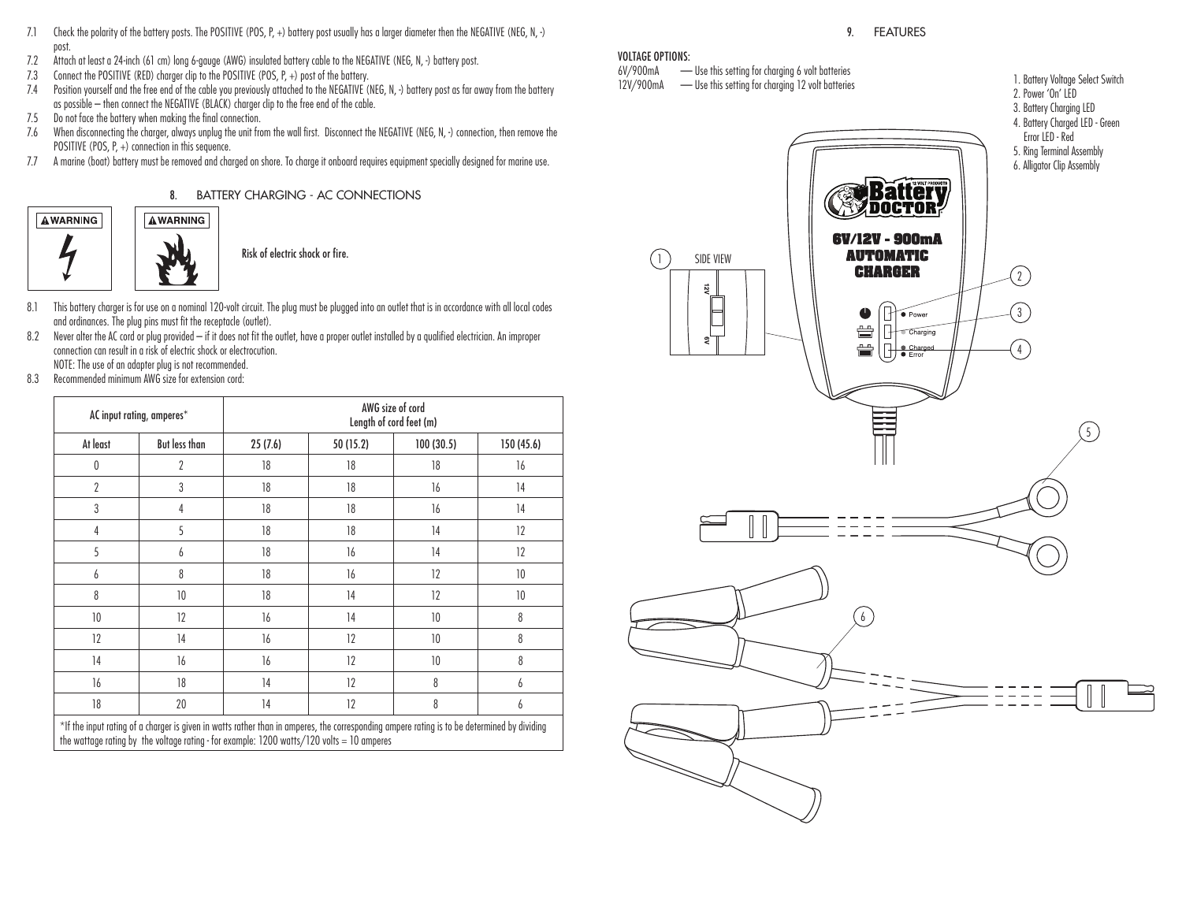7.1 Check the polarity of the battery posts. The POSITIVE (POS, P, +) battery post usually has a larger diameter then the NEGATIVE (NEG, N, -) post.

7.2 Attach at least a 24-inch (61 cm) long 6-gauge (AWG) insulated battery cable to the NEGATIVE (NEG, N, -) battery post.

7.3 Connect the POSITIVE (RED) charger clip to the POSITIVE (POS, P, +) post of the battery.

7.4 Position yourself and the free end of the cable you previously attached to the NEGATIVE (NEG, N, -) battery post as far away from the battery as possible – then connect the NEGATIVE (BLACK) charger clip to the free end of the cable.

7.5 Do not face the battery when making the final connection.

7.6 When disconnecting the charger, always unplug the unit from the wall first. Disconnect the NEGATIVE (NEG, N, -) connection, then remove the POSITIVE (POS, P, +) connection in this sequence.

7.7 A marine (boat) battery must be removed and charged on shore. To charge it onboard requires equipment specially designed for marine use.

## 8. BATTERY CHARGING - AC CONNECTIONS

⚠WARNING ⚠WARNING

Risk of electric shock or fire.

8.1 This battery charger is for use on a nominal 120-volt circuit. The plug must be plugged into an outlet that is in accordance with all local codes and ordinances. The plug pins must fit the receptacle (outlet).

8.2 Never alter the AC cord or plug provided – if it does not fit the outlet, have a proper outlet installed by a qualified electrician. An improper connection can result in a risk of electric shock or electrocution.
NOTE: The use of an adapter plug is not recommended.

8.3 Recommended minimum AWG size for extension cord:

| AC input rating, amperes* | | AWG size of cord Length of cord feet (m) | | | |
|---|---|---|---|---|---|
| At least | But less than | 25 (7.6) | 50 (15.2) | 100 (30.5) | 150 (45.6) |
| 0 | 2 | 18 | 18 | 18 | 16 |
| 2 | 3 | 18 | 18 | 16 | 14 |
| 3 | 4 | 18 | 18 | 16 | 14 |
| 4 | 5 | 18 | 18 | 14 | 12 |
| 5 | 6 | 18 | 16 | 14 | 12 |
| 6 | 8 | 18 | 16 | 12 | 10 |
| 8 | 10 | 18 | 14 | 12 | 10 |
| 10 | 12 | 16 | 14 | 10 | 8 |
| 12 | 14 | 16 | 12 | 10 | 8 |
| 14 | 16 | 16 | 12 | 10 | 8 |
| 16 | 18 | 14 | 12 | 8 | 6 |
| 18 | 20 | 14 | 12 | 8 | 6 |

*If the input rating of a charger is given in watts rather than in amperes, the corresponding ampere rating is to be determined by dividing the wattage rating by the voltage rating - for example: 1200 watts/120 volts = 10 amperes

## 9. FEATURES

VOLTAGE OPTIONS:

6V/900mA — Use this setting for charging 6 volt batteries
12V/900mA — Use this setting for charging 12 volt batteries

1. Battery Voltage Select Switch
2. Power 'On' LED
3. Battery Charging LED
4. Battery Charged LED - Green
   Error LED - Red
5. Ring Terminal Assembly
6. Alligator Clip Assembly

SIDE VIEW

12V

6V

Battery DOCTOR

12 VOLT PRODUCTS

6V/12V - 900mA AUTOMATIC CHARGER

Power

Charging

Charged
Error